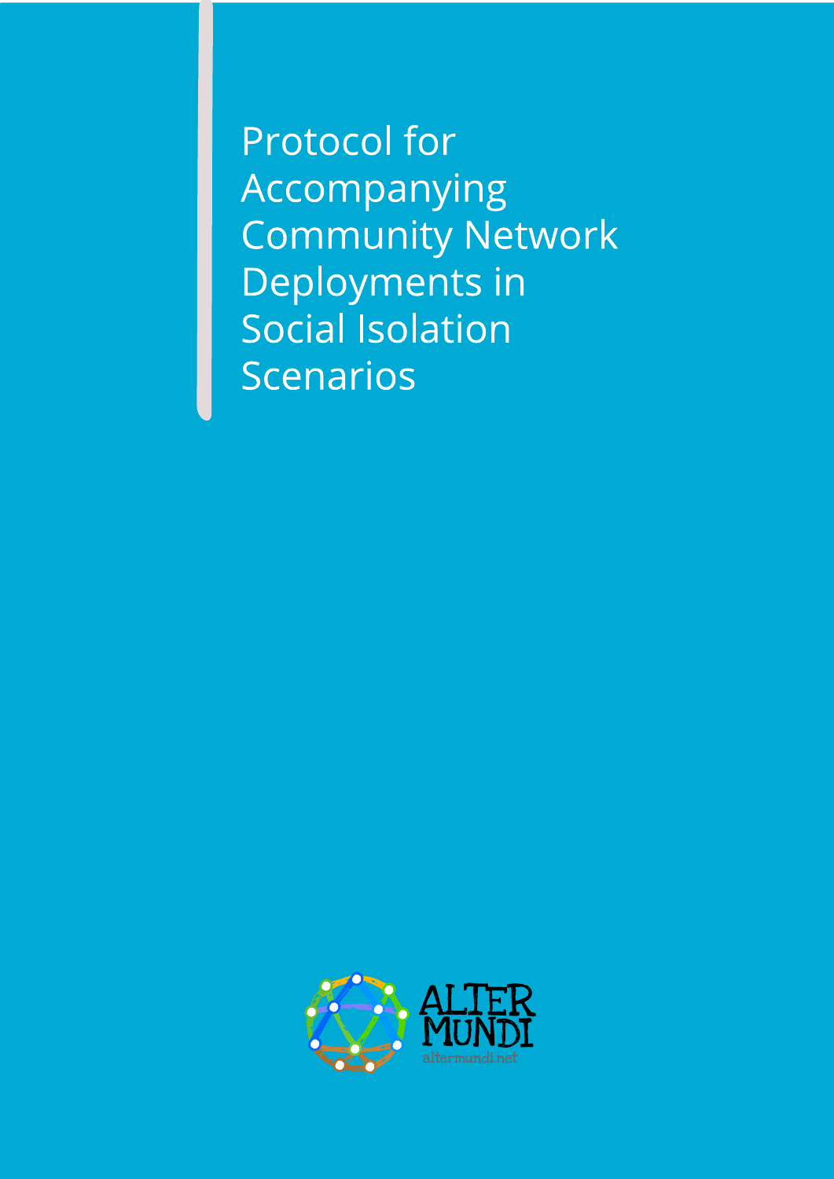# Protocol for Accompanying Community Network Deployments in Social Isolation Scenarios

ALTER MUNDI

altermundi.net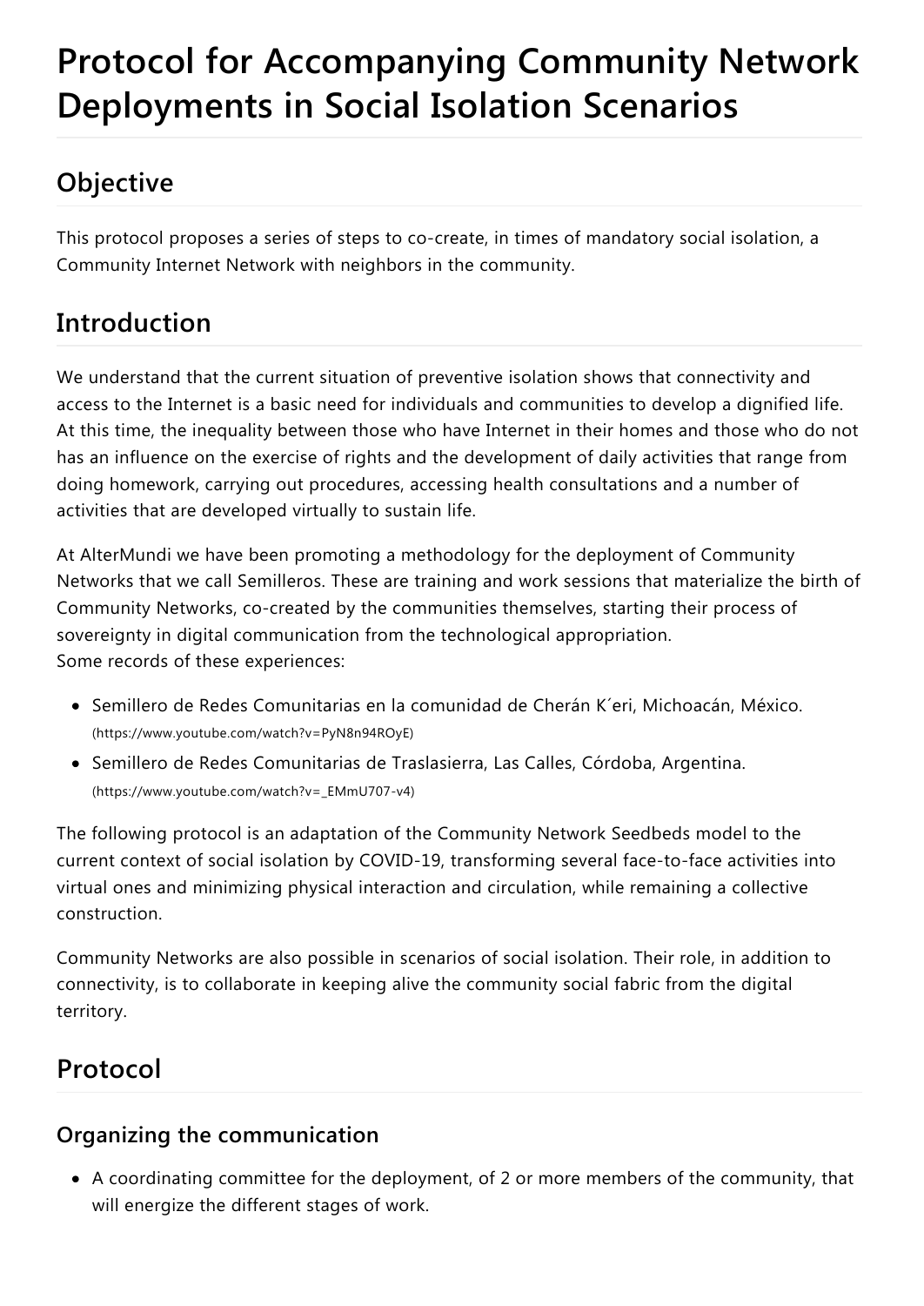# Protocol for Accompanying Community Network Deployments in Social Isolation Scenarios

## Objective

This protocol proposes a series of steps to co-create, in times of mandatory social isolation, a Community Internet Network with neighbors in the community.

## Introduction

We understand that the current situation of preventive isolation shows that connectivity and access to the Internet is a basic need for individuals and communities to develop a dignified life. At this time, the inequality between those who have Internet in their homes and those who do not has an influence on the exercise of rights and the development of daily activities that range from doing homework, carrying out procedures, accessing health consultations and a number of activities that are developed virtually to sustain life.

At AlterMundi we have been promoting a methodology for the deployment of Community Networks that we call Semilleros. These are training and work sessions that materialize the birth of Community Networks, co-created by the communities themselves, starting their process of sovereignty in digital communication from the technological appropriation.
Some records of these experiences:

- Semillero de Redes Comunitarias en la comunidad de Cherán K´eri, Michoacán, México. (https://www.youtube.com/watch?v=PyN8n94ROyE)
- Semillero de Redes Comunitarias de Traslasierra, Las Calles, Córdoba, Argentina. (https://www.youtube.com/watch?v=_EMmU707-v4)

The following protocol is an adaptation of the Community Network Seedbeds model to the current context of social isolation by COVID-19, transforming several face-to-face activities into virtual ones and minimizing physical interaction and circulation, while remaining a collective construction.

Community Networks are also possible in scenarios of social isolation. Their role, in addition to connectivity, is to collaborate in keeping alive the community social fabric from the digital territory.

## Protocol

### Organizing the communication

- A coordinating committee for the deployment, of 2 or more members of the community, that will energize the different stages of work.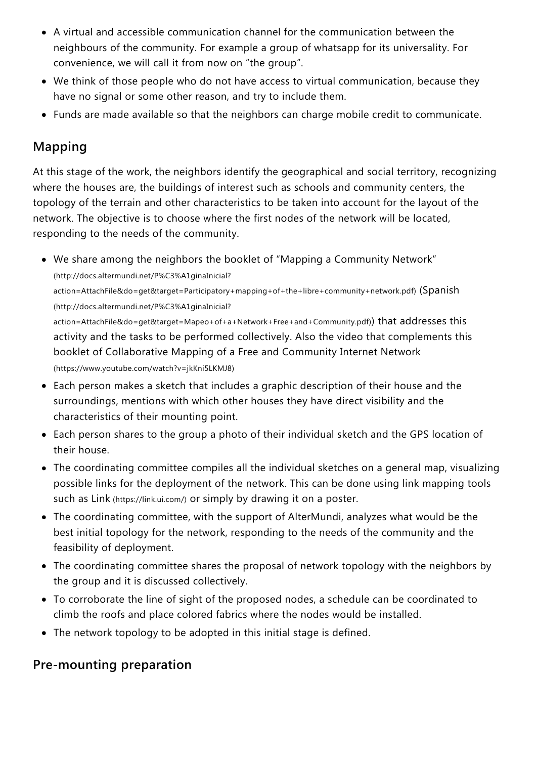- A virtual and accessible communication channel for the communication between the neighbours of the community. For example a group of whatsapp for its universality. For convenience, we will call it from now on "the group".
- We think of those people who do not have access to virtual communication, because they have no signal or some other reason, and try to include them.
- Funds are made available so that the neighbors can charge mobile credit to communicate.

## Mapping

At this stage of the work, the neighbors identify the geographical and social territory, recognizing where the houses are, the buildings of interest such as schools and community centers, the topology of the terrain and other characteristics to be taken into account for the layout of the network. The objective is to choose where the first nodes of the network will be located, responding to the needs of the community.

- We share among the neighbors the booklet of "Mapping a Community Network" (http://docs.altermundi.net/P%C3%A1ginaInicial?action=AttachFile&do=get&target=Participatory+mapping+of+the+libre+community+network.pdf) (Spanish (http://docs.altermundi.net/P%C3%A1ginaInicial?action=AttachFile&do=get&target=Mapeo+of+a+Network+Free+and+Community.pdf)) that addresses this activity and the tasks to be performed collectively. Also the video that complements this booklet of Collaborative Mapping of a Free and Community Internet Network (https://www.youtube.com/watch?v=jkKni5LKMJ8)
- Each person makes a sketch that includes a graphic description of their house and the surroundings, mentions with which other houses they have direct visibility and the characteristics of their mounting point.
- Each person shares to the group a photo of their individual sketch and the GPS location of their house.
- The coordinating committee compiles all the individual sketches on a general map, visualizing possible links for the deployment of the network. This can be done using link mapping tools such as Link (https://link.ui.com/) or simply by drawing it on a poster.
- The coordinating committee, with the support of AlterMundi, analyzes what would be the best initial topology for the network, responding to the needs of the community and the feasibility of deployment.
- The coordinating committee shares the proposal of network topology with the neighbors by the group and it is discussed collectively.
- To corroborate the line of sight of the proposed nodes, a schedule can be coordinated to climb the roofs and place colored fabrics where the nodes would be installed.
- The network topology to be adopted in this initial stage is defined.

## Pre-mounting preparation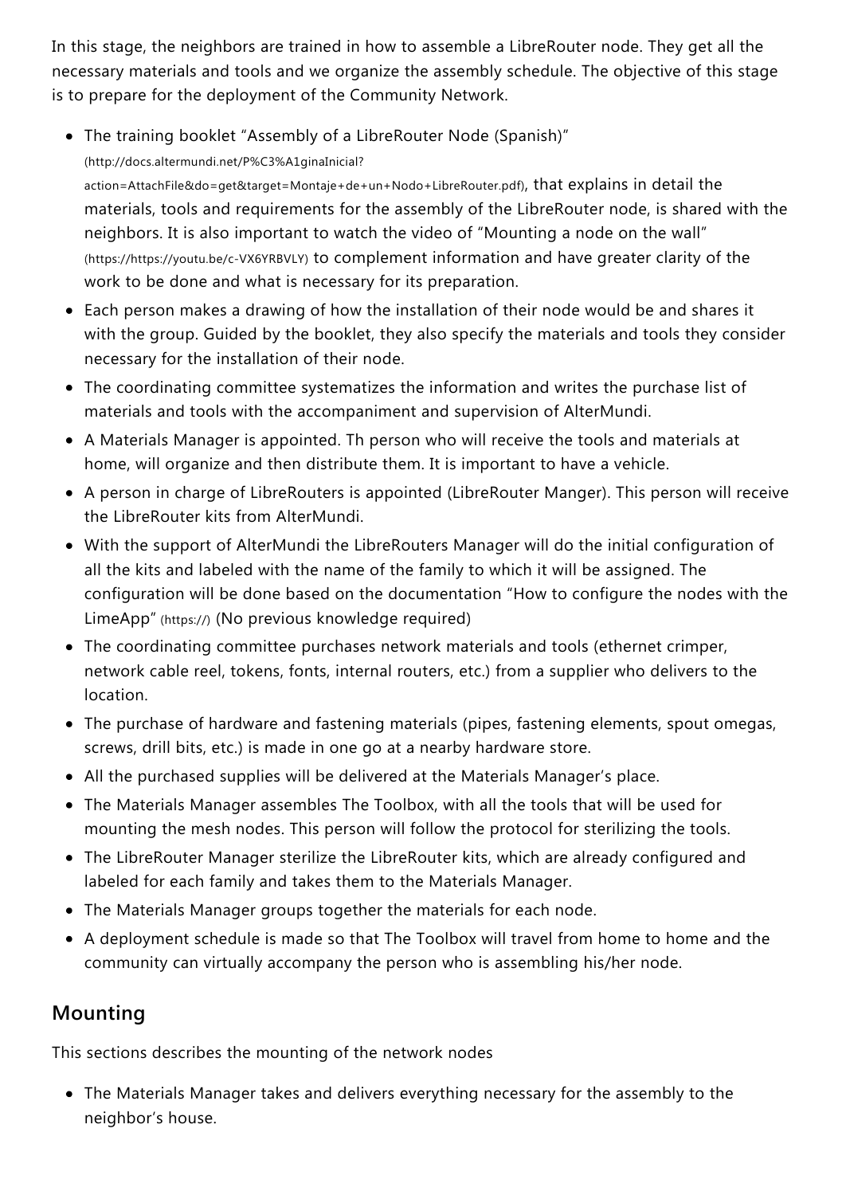In this stage, the neighbors are trained in how to assemble a LibreRouter node. They get all the necessary materials and tools and we organize the assembly schedule. The objective of this stage is to prepare for the deployment of the Community Network.

- The training booklet "Assembly of a LibreRouter Node (Spanish)" (http://docs.altermundi.net/P%C3%A1ginaInicial?action=AttachFile&do=get&target=Montaje+de+un+Nodo+LibreRouter.pdf), that explains in detail the materials, tools and requirements for the assembly of the LibreRouter node, is shared with the neighbors. It is also important to watch the video of "Mounting a node on the wall" (https://https://youtu.be/c-VX6YRBVLY) to complement information and have greater clarity of the work to be done and what is necessary for its preparation.
- Each person makes a drawing of how the installation of their node would be and shares it with the group. Guided by the booklet, they also specify the materials and tools they consider necessary for the installation of their node.
- The coordinating committee systematizes the information and writes the purchase list of materials and tools with the accompaniment and supervision of AlterMundi.
- A Materials Manager is appointed. Th person who will receive the tools and materials at home, will organize and then distribute them. It is important to have a vehicle.
- A person in charge of LibreRouters is appointed (LibreRouter Manger). This person will receive the LibreRouter kits from AlterMundi.
- With the support of AlterMundi the LibreRouters Manager will do the initial configuration of all the kits and labeled with the name of the family to which it will be assigned. The configuration will be done based on the documentation "How to configure the nodes with the LimeApp" (https://) (No previous knowledge required)
- The coordinating committee purchases network materials and tools (ethernet crimper, network cable reel, tokens, fonts, internal routers, etc.) from a supplier who delivers to the location.
- The purchase of hardware and fastening materials (pipes, fastening elements, spout omegas, screws, drill bits, etc.) is made in one go at a nearby hardware store.
- All the purchased supplies will be delivered at the Materials Manager's place.
- The Materials Manager assembles The Toolbox, with all the tools that will be used for mounting the mesh nodes. This person will follow the protocol for sterilizing the tools.
- The LibreRouter Manager sterilize the LibreRouter kits, which are already configured and labeled for each family and takes them to the Materials Manager.
- The Materials Manager groups together the materials for each node.
- A deployment schedule is made so that The Toolbox will travel from home to home and the community can virtually accompany the person who is assembling his/her node.

## Mounting

This sections describes the mounting of the network nodes

- The Materials Manager takes and delivers everything necessary for the assembly to the neighbor's house.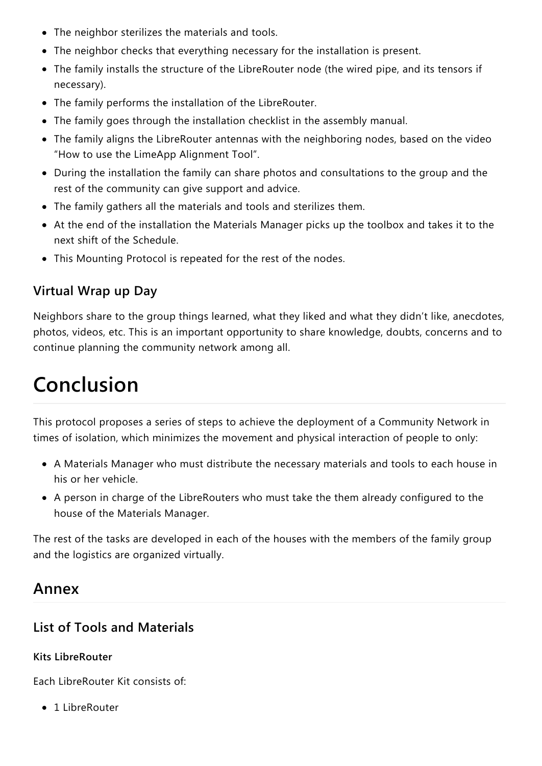- The neighbor sterilizes the materials and tools.
- The neighbor checks that everything necessary for the installation is present.
- The family installs the structure of the LibreRouter node (the wired pipe, and its tensors if necessary).
- The family performs the installation of the LibreRouter.
- The family goes through the installation checklist in the assembly manual.
- The family aligns the LibreRouter antennas with the neighboring nodes, based on the video "How to use the LimeApp Alignment Tool".
- During the installation the family can share photos and consultations to the group and the rest of the community can give support and advice.
- The family gathers all the materials and tools and sterilizes them.
- At the end of the installation the Materials Manager picks up the toolbox and takes it to the next shift of the Schedule.
- This Mounting Protocol is repeated for the rest of the nodes.

### Virtual Wrap up Day

Neighbors share to the group things learned, what they liked and what they didn't like, anecdotes, photos, videos, etc. This is an important opportunity to share knowledge, doubts, concerns and to continue planning the community network among all.

# Conclusion

This protocol proposes a series of steps to achieve the deployment of a Community Network in times of isolation, which minimizes the movement and physical interaction of people to only:

- A Materials Manager who must distribute the necessary materials and tools to each house in his or her vehicle.
- A person in charge of the LibreRouters who must take the them already configured to the house of the Materials Manager.

The rest of the tasks are developed in each of the houses with the members of the family group and the logistics are organized virtually.

## Annex

### List of Tools and Materials

#### Kits LibreRouter

Each LibreRouter Kit consists of:

- 1 LibreRouter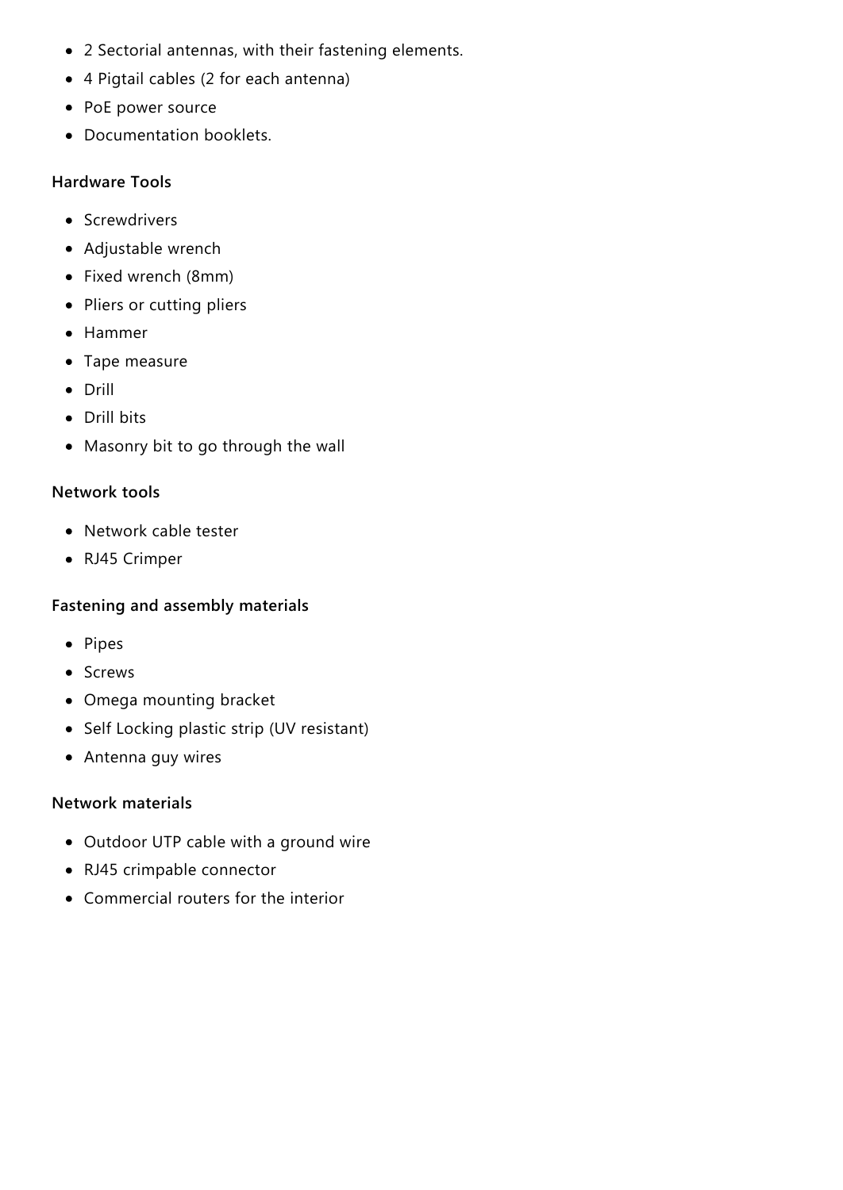- 2 Sectorial antennas, with their fastening elements.
- 4 Pigtail cables (2 for each antenna)
- PoE power source
- Documentation booklets.

**Hardware Tools**

- Screwdrivers
- Adjustable wrench
- Fixed wrench (8mm)
- Pliers or cutting pliers
- Hammer
- Tape measure
- Drill
- Drill bits
- Masonry bit to go through the wall

**Network tools**

- Network cable tester
- RJ45 Crimper

**Fastening and assembly materials**

- Pipes
- Screws
- Omega mounting bracket
- Self Locking plastic strip (UV resistant)
- Antenna guy wires

**Network materials**

- Outdoor UTP cable with a ground wire
- RJ45 crimpable connector
- Commercial routers for the interior